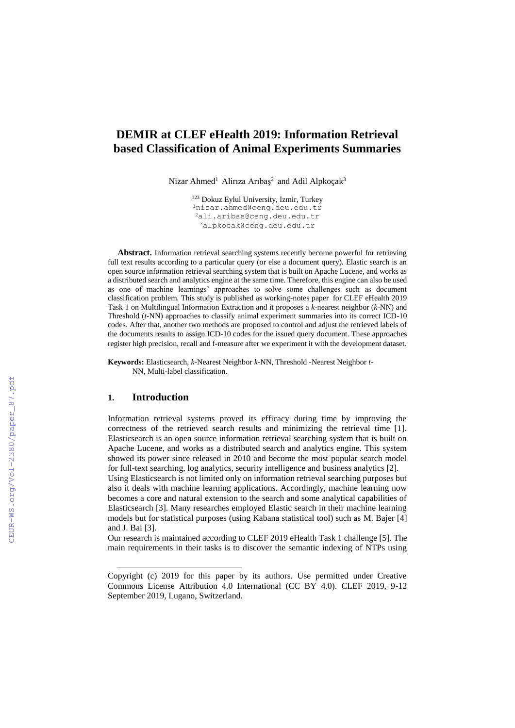# DEMIR at CLEF eHealth 2019: Information Retrieval based Classification of Animal Experiments Summaries

Nizar Ahmed[1] Alırıza Arıbaş[2] and Adil Alpkoçak[3]

[123] Dokuz Eylul University, Izmir, Turkey
[1]nizar.ahmed@ceng.deu.edu.tr
[2]ali.aribas@ceng.deu.edu.tr
[3]alpkocak@ceng.deu.edu.tr

**Abstract.** Information retrieval searching systems recently become powerful for retrieving full text results according to a particular query (or else a document query). Elastic search is an open source information retrieval searching system that is built on Apache Lucene, and works as a distributed search and analytics engine at the same time. Therefore, this engine can also be used as one of machine learnings' approaches to solve some challenges such as document classification problem. This study is published as working-notes paper for CLEF eHealth 2019 Task 1 on Multilingual Information Extraction and it proposes a *k*-nearest neighbor (*k*-NN) and Threshold (*t*-NN) approaches to classify animal experiment summaries into its correct ICD-10 codes. After that, another two methods are proposed to control and adjust the retrieved labels of the documents results to assign ICD-10 codes for the issued query document. These approaches register high precision, recall and f-measure after we experiment it with the development dataset.

**Keywords:** Elasticsearch, *k*-Nearest Neighbor *k*-NN, Threshold -Nearest Neighbor *t*-NN, Multi-label classification.

## 1. Introduction

Information retrieval systems proved its efficacy during time by improving the correctness of the retrieved search results and minimizing the retrieval time [1]. Elasticsearch is an open source information retrieval searching system that is built on Apache Lucene, and works as a distributed search and analytics engine. This system showed its power since released in 2010 and become the most popular search model for full-text searching, log analytics, security intelligence and business analytics [2].
Using Elasticsearch is not limited only on information retrieval searching purposes but also it deals with machine learning applications. Accordingly, machine learning now becomes a core and natural extension to the search and some analytical capabilities of Elasticsearch [3]. Many researches employed Elastic search in their machine learning models but for statistical purposes (using Kabana statistical tool) such as M. Bajer [4] and J. Bai [3].
Our research is maintained according to CLEF 2019 eHealth Task 1 challenge [5]. The main requirements in their tasks is to discover the semantic indexing of NTPs using

Copyright (c) 2019 for this paper by its authors. Use permitted under Creative Commons License Attribution 4.0 International (CC BY 4.0). CLEF 2019, 9-12 September 2019, Lugano, Switzerland.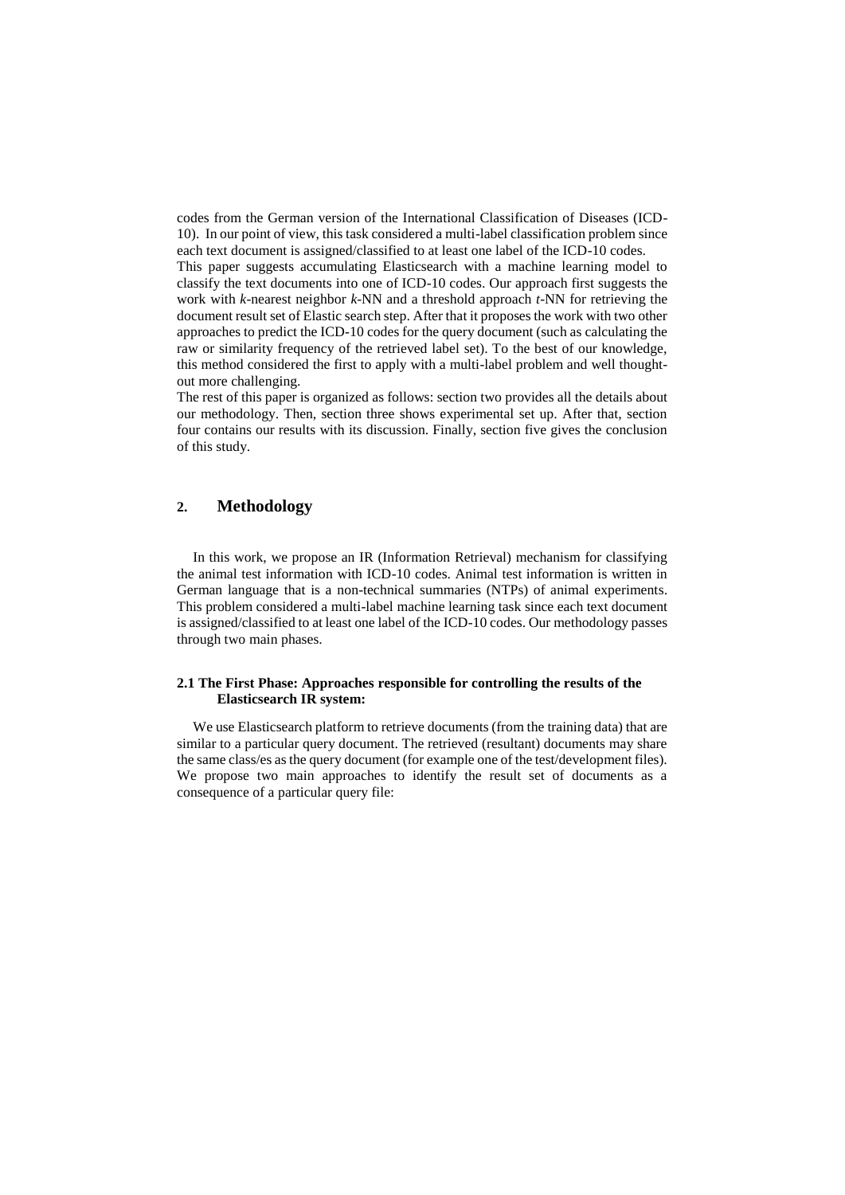codes from the German version of the International Classification of Diseases (ICD-10). In our point of view, this task considered a multi-label classification problem since each text document is assigned/classified to at least one label of the ICD-10 codes.

This paper suggests accumulating Elasticsearch with a machine learning model to classify the text documents into one of ICD-10 codes. Our approach first suggests the work with *k*-nearest neighbor *k*-NN and a threshold approach *t*-NN for retrieving the document result set of Elastic search step. After that it proposes the work with two other approaches to predict the ICD-10 codes for the query document (such as calculating the raw or similarity frequency of the retrieved label set). To the best of our knowledge, this method considered the first to apply with a multi-label problem and well thought-out more challenging.

The rest of this paper is organized as follows: section two provides all the details about our methodology. Then, section three shows experimental set up. After that, section four contains our results with its discussion. Finally, section five gives the conclusion of this study.

## 2. Methodology

In this work, we propose an IR (Information Retrieval) mechanism for classifying the animal test information with ICD-10 codes. Animal test information is written in German language that is a non-technical summaries (NTPs) of animal experiments. This problem considered a multi-label machine learning task since each text document is assigned/classified to at least one label of the ICD-10 codes. Our methodology passes through two main phases.

### 2.1 The First Phase: Approaches responsible for controlling the results of the Elasticsearch IR system:

We use Elasticsearch platform to retrieve documents (from the training data) that are similar to a particular query document. The retrieved (resultant) documents may share the same class/es as the query document (for example one of the test/development files). We propose two main approaches to identify the result set of documents as a consequence of a particular query file: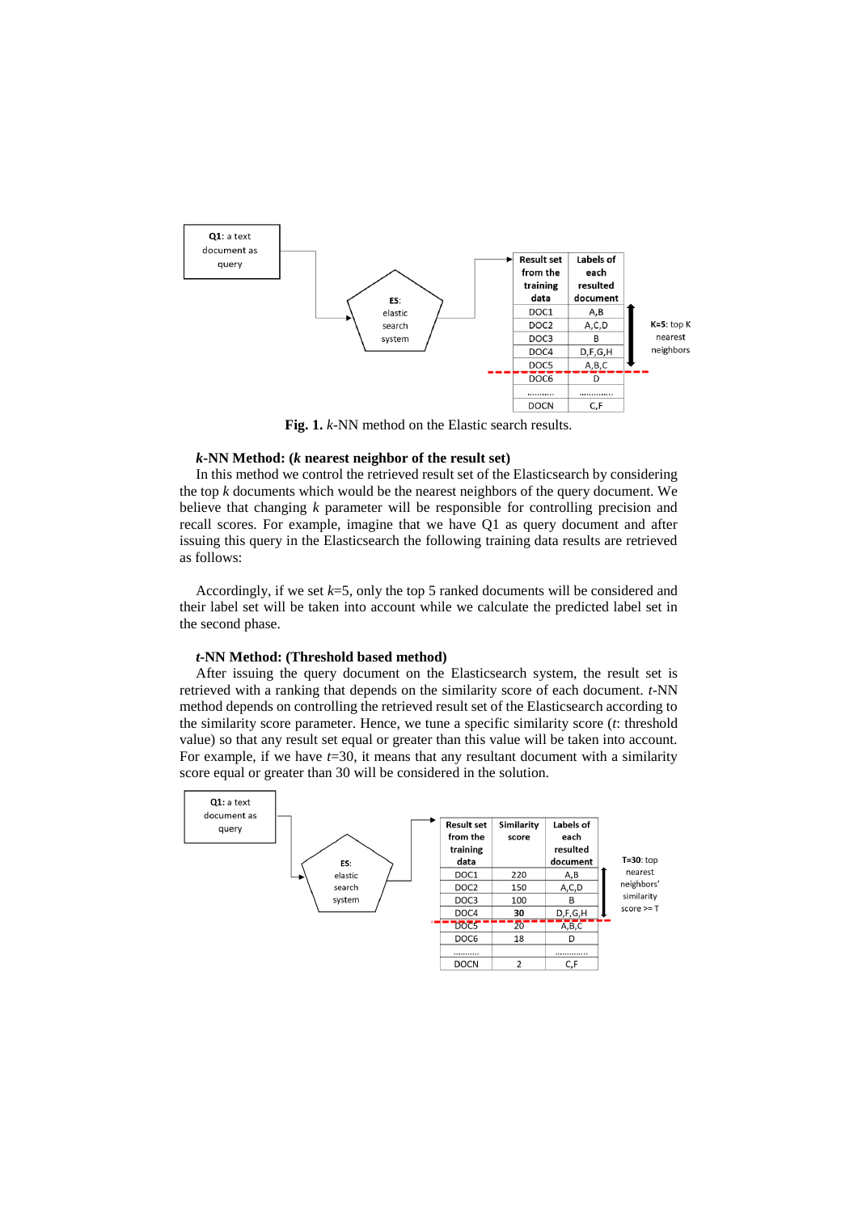| Result set from the training data | Labels of each resulted document |
|---|---|
| DOC1 | A,B |
| DOC2 | A,C,D |
| DOC3 | B |
| DOC4 | D,F,G,H |
| DOC5 | A,B,C |
| DOC6 | D |
| .......... | .............. |
| DOCN | C,F |

**Q1**: a text document as query → **ES**: elastic search system → result set; **K=5**: top K nearest neighbors

**Fig. 1.** *k*-NN method on the Elastic search results.

### *k*-NN Method: (*k* nearest neighbor of the result set)

In this method we control the retrieved result set of the Elasticsearch by considering the top *k* documents which would be the nearest neighbors of the query document. We believe that changing *k* parameter will be responsible for controlling precision and recall scores. For example, imagine that we have Q1 as query document and after issuing this query in the Elasticsearch the following training data results are retrieved as follows:

Accordingly, if we set *k*=5, only the top 5 ranked documents will be considered and their label set will be taken into account while we calculate the predicted label set in the second phase.

### *t*-NN Method: (Threshold based method)

After issuing the query document on the Elasticsearch system, the result set is retrieved with a ranking that depends on the similarity score of each document. *t*-NN method depends on controlling the retrieved result set of the Elasticsearch according to the similarity score parameter. Hence, we tune a specific similarity score (*t*: threshold value) so that any result set equal or greater than this value will be taken into account. For example, if we have *t*=30, it means that any resultant document with a similarity score equal or greater than 30 will be considered in the solution.

| Result set from the training data | Similarity score | Labels of each resulted document |
|---|---|---|
| DOC1 | 220 | A,B |
| DOC2 | 150 | A,C,D |
| DOC3 | 100 | B |
| DOC4 | **30** | D,F,G,H |
| DOC5 | 20 | A,B,C |
| DOC6 | 18 | D |
| .......... | | .............. |
| DOCN | 2 | C,F |

**Q1**: a text document as query → **ES**: elastic search system → result set; **T=30**: top nearest neighbors' similarity score >= T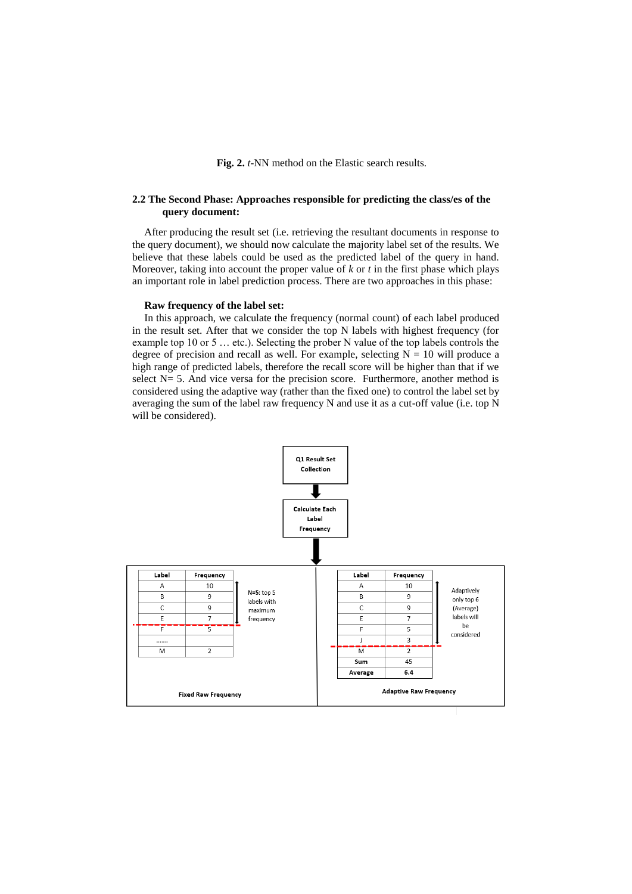**Fig. 2.** *t*-NN method on the Elastic search results.

### 2.2 The Second Phase: Approaches responsible for predicting the class/es of the query document:

After producing the result set (i.e. retrieving the resultant documents in response to the query document), we should now calculate the majority label set of the results. We believe that these labels could be used as the predicted label of the query in hand. Moreover, taking into account the proper value of $k$ or $t$ in the first phase which plays an important role in label prediction process. There are two approaches in this phase:

**Raw frequency of the label set:**

In this approach, we calculate the frequency (normal count) of each label produced in the result set. After that we consider the top N labels with highest frequency (for example top 10 or 5 … etc.). Selecting the prober N value of the top labels controls the degree of precision and recall as well. For example, selecting N = 10 will produce a high range of predicted labels, therefore the recall score will be higher than that if we select N= 5. And vice versa for the precision score. Furthermore, another method is considered using the adaptive way (rather than the fixed one) to control the label set by averaging the sum of the label raw frequency N and use it as a cut-off value (i.e. top N will be considered).

Q1 Result Set Collection → Calculate Each Label Frequency

| Label | Frequency |
|---|---|
| A | 10 |
| B | 9 |
| C | 9 |
| E | 7 |
| F | 5 |
| ……. | |
| M | 2 |

**N=5:** top 5 labels with maximum frequency

Fixed Raw Frequency

| Label | Frequency |
|---|---|
| A | 10 |
| B | 9 |
| C | 9 |
| E | 7 |
| F | 5 |
| J | 3 |
| M | 2 |
| **Sum** | 45 |
| **Average** | **6.4** |

Adaptively only top 6 (Average) labels will be considered

Adaptive Raw Frequency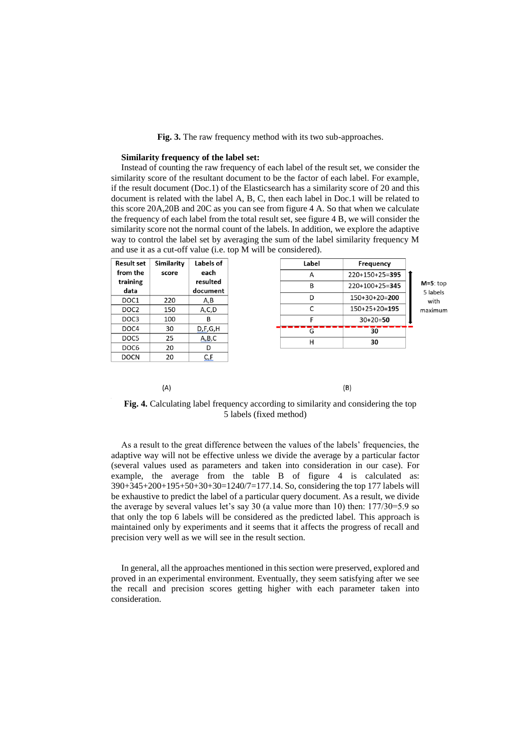**Fig. 3.** The raw frequency method with its two sub-approaches.

**Similarity frequency of the label set:**

Instead of counting the raw frequency of each label of the result set, we consider the similarity score of the resultant document to be the factor of each label. For example, if the result document (Doc.1) of the Elasticsearch has a similarity score of 20 and this document is related with the label A, B, C, then each label in Doc.1 will be related to this score 20A,20B and 20C as you can see from figure 4 A. So that when we calculate the frequency of each label from the total result set, see figure 4 B, we will consider the similarity score not the normal count of the labels. In addition, we explore the adaptive way to control the label set by averaging the sum of the label similarity frequency M and use it as a cut-off value (i.e. top M will be considered).

| Result set from the training data | Similarity score | Labels of each resulted document |
|---|---|---|
| DOC1 | 220 | A,B |
| DOC2 | 150 | A,C,D |
| DOC3 | 100 | B |
| DOC4 | 30 | D,F,G,H |
| DOC5 | 25 | A,B,C |
| DOC6 | 20 | D |
| DOCN | 20 | C,F |

(A)

| Label | Frequency | |
|---|---|---|
| A | 220+150+25=**395** | **M=5**: top 5 labels with maximum |
| B | 220+100+25=**345** | |
| D | 150+30+20=**200** | |
| C | 150+25+20=**195** | |
| F | 30+20=**50** | |
| G | **30** | |
| H | **30** | |

(B)

**Fig. 4.** Calculating label frequency according to similarity and considering the top 5 labels (fixed method)

As a result to the great difference between the values of the labels' frequencies, the adaptive way will not be effective unless we divide the average by a particular factor (several values used as parameters and taken into consideration in our case). For example, the average from the table B of figure 4 is calculated as: 390+345+200+195+50+30+30=1240/7=177.14. So, considering the top 177 labels will be exhaustive to predict the label of a particular query document. As a result, we divide the average by several values let's say 30 (a value more than 10) then: 177/30=5.9 so that only the top 6 labels will be considered as the predicted label. This approach is maintained only by experiments and it seems that it affects the progress of recall and precision very well as we will see in the result section.

In general, all the approaches mentioned in this section were preserved, explored and proved in an experimental environment. Eventually, they seem satisfying after we see the recall and precision scores getting higher with each parameter taken into consideration.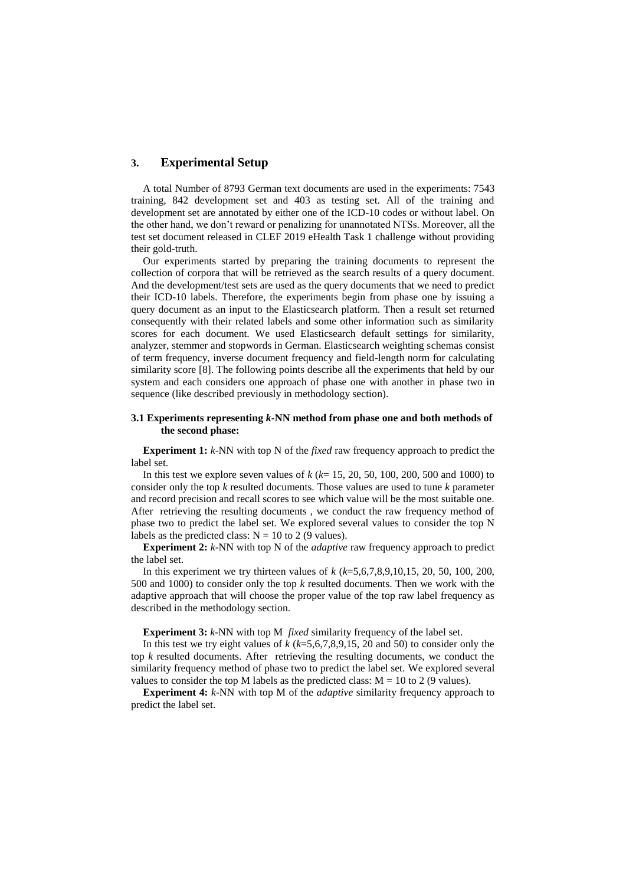## 3. Experimental Setup

A total Number of 8793 German text documents are used in the experiments: 7543 training, 842 development set and 403 as testing set. All of the training and development set are annotated by either one of the ICD-10 codes or without label. On the other hand, we don't reward or penalizing for unannotated NTSs. Moreover, all the test set document released in CLEF 2019 eHealth Task 1 challenge without providing their gold-truth.

Our experiments started by preparing the training documents to represent the collection of corpora that will be retrieved as the search results of a query document. And the development/test sets are used as the query documents that we need to predict their ICD-10 labels. Therefore, the experiments begin from phase one by issuing a query document as an input to the Elasticsearch platform. Then a result set returned consequently with their related labels and some other information such as similarity scores for each document. We used Elasticsearch default settings for similarity, analyzer, stemmer and stopwords in German. Elasticsearch weighting schemas consist of term frequency, inverse document frequency and field-length norm for calculating similarity score [8]. The following points describe all the experiments that held by our system and each considers one approach of phase one with another in phase two in sequence (like described previously in methodology section).

### 3.1 Experiments representing *k*-NN method from phase one and both methods of the second phase:

**Experiment 1:** *k*-NN with top N of the *fixed* raw frequency approach to predict the label set.

In this test we explore seven values of *k* (*k*= 15, 20, 50, 100, 200, 500 and 1000) to consider only the top *k* resulted documents. Those values are used to tune *k* parameter and record precision and recall scores to see which value will be the most suitable one. After retrieving the resulting documents , we conduct the raw frequency method of phase two to predict the label set. We explored several values to consider the top N labels as the predicted class: N = 10 to 2 (9 values).

**Experiment 2:** *k*-NN with top N of the *adaptive* raw frequency approach to predict the label set.

In this experiment we try thirteen values of *k* (*k*=5,6,7,8,9,10,15, 20, 50, 100, 200, 500 and 1000) to consider only the top *k* resulted documents. Then we work with the adaptive approach that will choose the proper value of the top raw label frequency as described in the methodology section.

**Experiment 3:** *k*-NN with top M *fixed* similarity frequency of the label set.

In this test we try eight values of *k* (*k*=5,6,7,8,9,15, 20 and 50) to consider only the top *k* resulted documents. After retrieving the resulting documents, we conduct the similarity frequency method of phase two to predict the label set. We explored several values to consider the top M labels as the predicted class: M = 10 to 2 (9 values).

**Experiment 4:** *k*-NN with top M of the *adaptive* similarity frequency approach to predict the label set.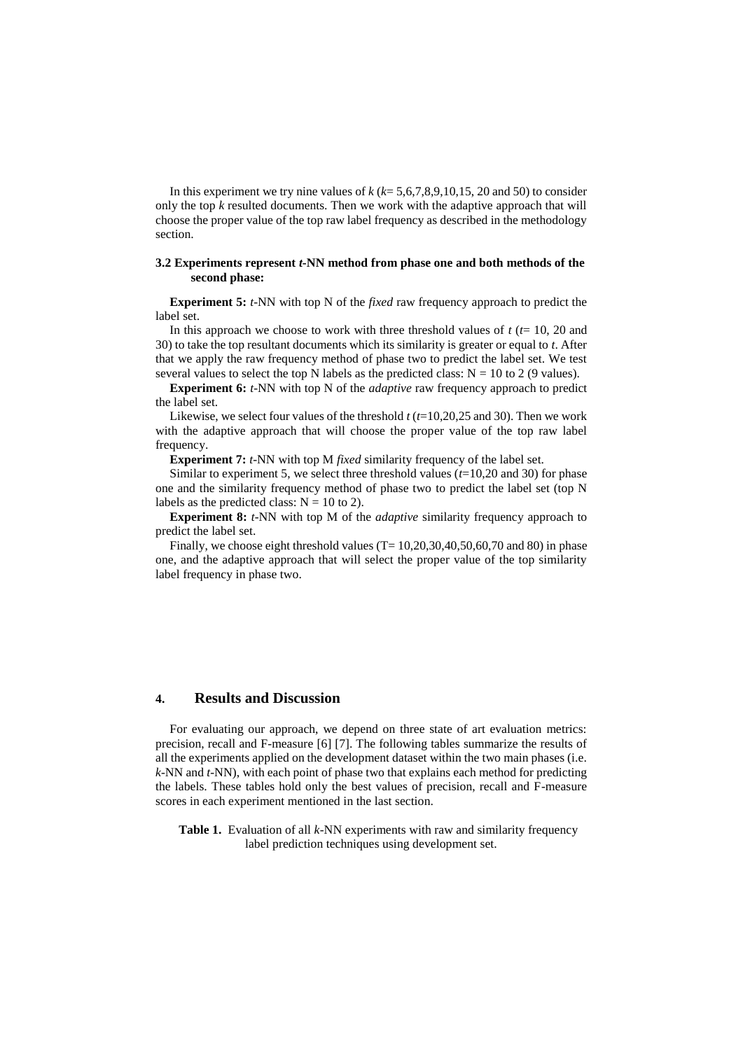In this experiment we try nine values of *k* (*k*= 5,6,7,8,9,10,15, 20 and 50) to consider only the top *k* resulted documents. Then we work with the adaptive approach that will choose the proper value of the top raw label frequency as described in the methodology section.

### 3.2 Experiments represent *t*-NN method from phase one and both methods of the second phase:

**Experiment 5:** *t*-NN with top N of the *fixed* raw frequency approach to predict the label set.

In this approach we choose to work with three threshold values of *t* (*t*= 10, 20 and 30) to take the top resultant documents which its similarity is greater or equal to *t*. After that we apply the raw frequency method of phase two to predict the label set. We test several values to select the top N labels as the predicted class: N = 10 to 2 (9 values).

**Experiment 6:** *t*-NN with top N of the *adaptive* raw frequency approach to predict the label set.

Likewise, we select four values of the threshold *t* (*t*=10,20,25 and 30). Then we work with the adaptive approach that will choose the proper value of the top raw label frequency.

**Experiment 7:** *t*-NN with top M *fixed* similarity frequency of the label set.

Similar to experiment 5, we select three threshold values (*t*=10,20 and 30) for phase one and the similarity frequency method of phase two to predict the label set (top N labels as the predicted class: N = 10 to 2).

**Experiment 8:** *t*-NN with top M of the *adaptive* similarity frequency approach to predict the label set.

Finally, we choose eight threshold values (T= 10,20,30,40,50,60,70 and 80) in phase one, and the adaptive approach that will select the proper value of the top similarity label frequency in phase two.

## 4. Results and Discussion

For evaluating our approach, we depend on three state of art evaluation metrics: precision, recall and F-measure [6] [7]. The following tables summarize the results of all the experiments applied on the development dataset within the two main phases (i.e. *k*-NN and *t*-NN), with each point of phase two that explains each method for predicting the labels. These tables hold only the best values of precision, recall and F-measure scores in each experiment mentioned in the last section.

**Table 1.** Evaluation of all *k*-NN experiments with raw and similarity frequency label prediction techniques using development set.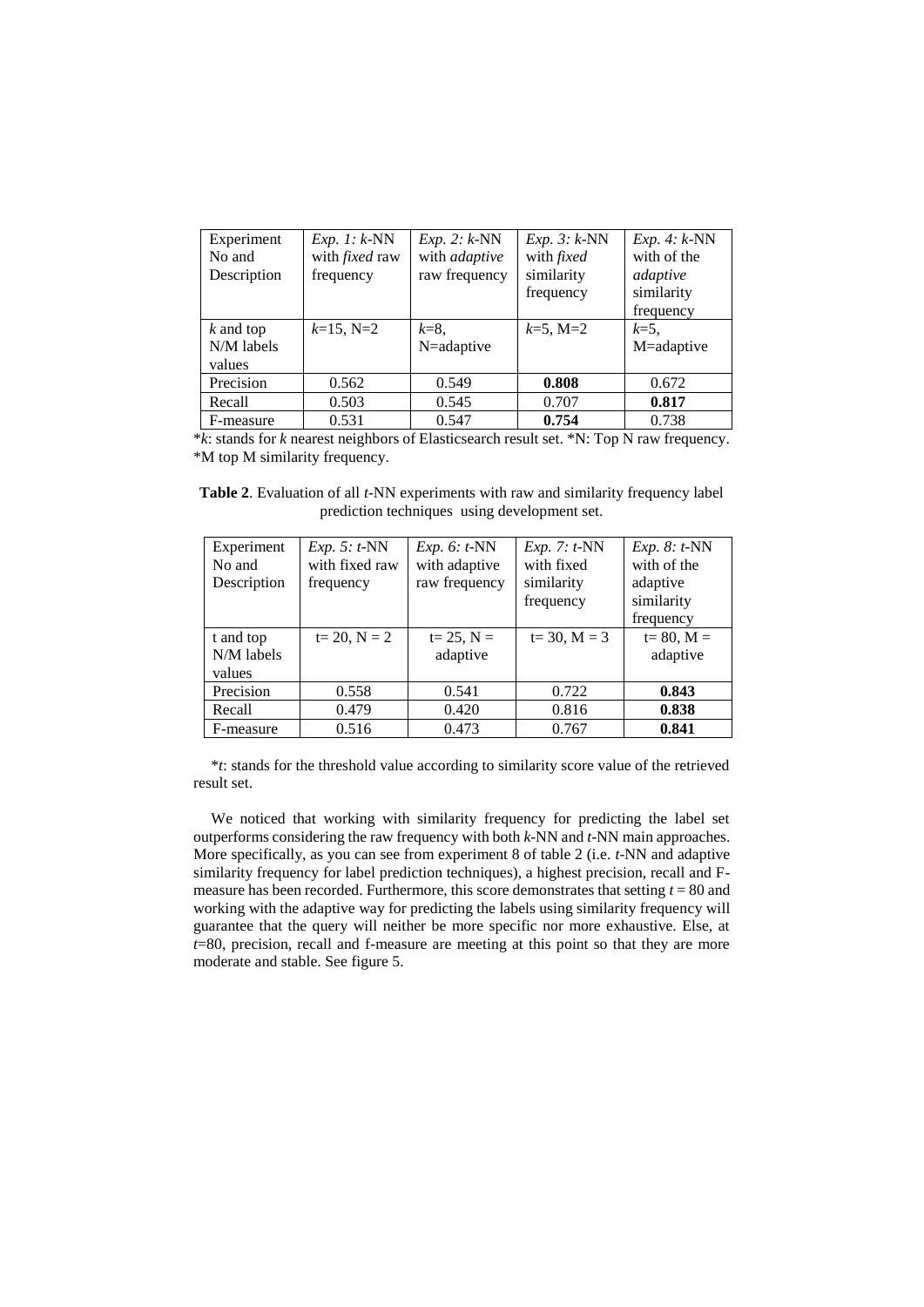| Experiment No and Description | *Exp. 1: k*-NN with *fixed* raw frequency | *Exp. 2: k*-NN with *adaptive* raw frequency | *Exp. 3: k*-NN with *fixed* similarity frequency | *Exp. 4: k*-NN with of the *adaptive* similarity frequency |
|---|---|---|---|---|
| *k* and top N/M labels values | *k*=15, N=2 | *k*=8, N=adaptive | *k*=5, M=2 | *k*=5, M=adaptive |
| Precision | 0.562 | 0.549 | **0.808** | 0.672 |
| Recall | 0.503 | 0.545 | 0.707 | **0.817** |
| F-measure | 0.531 | 0.547 | **0.754** | 0.738 |

*$k$: stands for $k$ nearest neighbors of Elasticsearch result set. *N: Top N raw frequency. *M top M similarity frequency.

**Table 2**. Evaluation of all $t$-NN experiments with raw and similarity frequency label prediction techniques using development set.

| Experiment No and Description | *Exp. 5: t*-NN with fixed raw frequency | *Exp. 6: t*-NN with adaptive raw frequency | *Exp. 7: t*-NN with fixed similarity frequency | *Exp. 8: t*-NN with of the adaptive similarity frequency |
|---|---|---|---|---|
| t and top N/M labels values | t= 20, N = 2 | t= 25, N = adaptive | t= 30, M = 3 | t= 80, M = adaptive |
| Precision | 0.558 | 0.541 | 0.722 | **0.843** |
| Recall | 0.479 | 0.420 | 0.816 | **0.838** |
| F-measure | 0.516 | 0.473 | 0.767 | **0.841** |

*$t$: stands for the threshold value according to similarity score value of the retrieved result set.

We noticed that working with similarity frequency for predicting the label set outperforms considering the raw frequency with both $k$-NN and $t$-NN main approaches. More specifically, as you can see from experiment 8 of table 2 (i.e. $t$-NN and adaptive similarity frequency for label prediction techniques), a highest precision, recall and F-measure has been recorded. Furthermore, this score demonstrates that setting $t = 80$ and working with the adaptive way for predicting the labels using similarity frequency will guarantee that the query will neither be more specific nor more exhaustive. Else, at $t$=80, precision, recall and f-measure are meeting at this point so that they are more moderate and stable. See figure 5.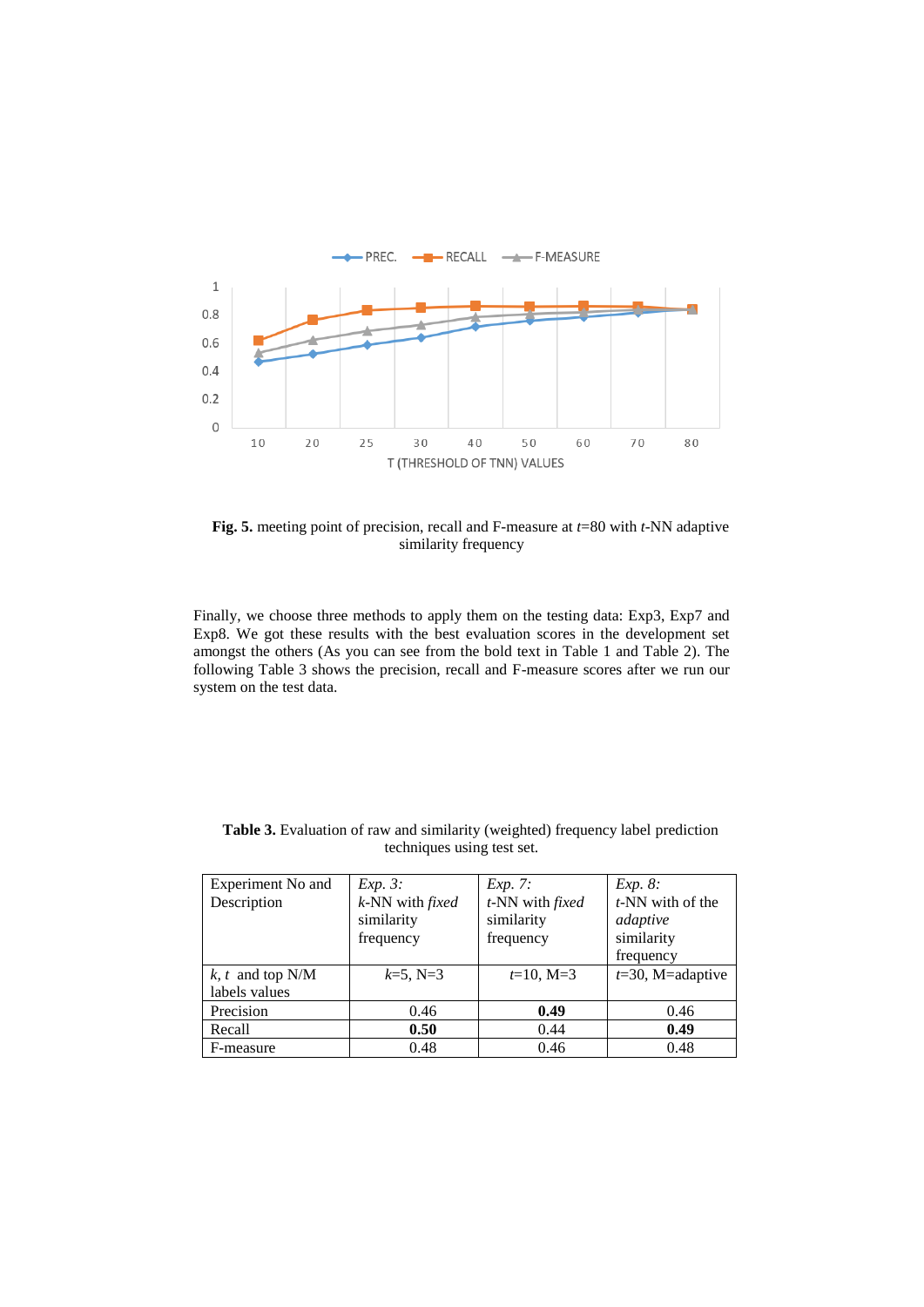**Fig. 5.** meeting point of precision, recall and F-measure at $t$=80 with $t$-NN adaptive similarity frequency

Finally, we choose three methods to apply them on the testing data: Exp3, Exp7 and Exp8. We got these results with the best evaluation scores in the development set amongst the others (As you can see from the bold text in Table 1 and Table 2). The following Table 3 shows the precision, recall and F-measure scores after we run our system on the test data.

**Table 3.** Evaluation of raw and similarity (weighted) frequency label prediction techniques using test set.

| Experiment No and Description | *Exp. 3:* $k$-NN with *fixed* similarity frequency | *Exp. 7:* $t$-NN with *fixed* similarity frequency | *Exp. 8:* $t$-NN with of the *adaptive* similarity frequency |
|---|---|---|---|
| $k$, $t$ and top N/M labels values | $k$=5, N=3 | $t$=10, M=3 | $t$=30, M=adaptive |
| Precision | 0.46 | **0.49** | 0.46 |
| Recall | **0.50** | 0.44 | **0.49** |
| F-measure | 0.48 | 0.46 | 0.48 |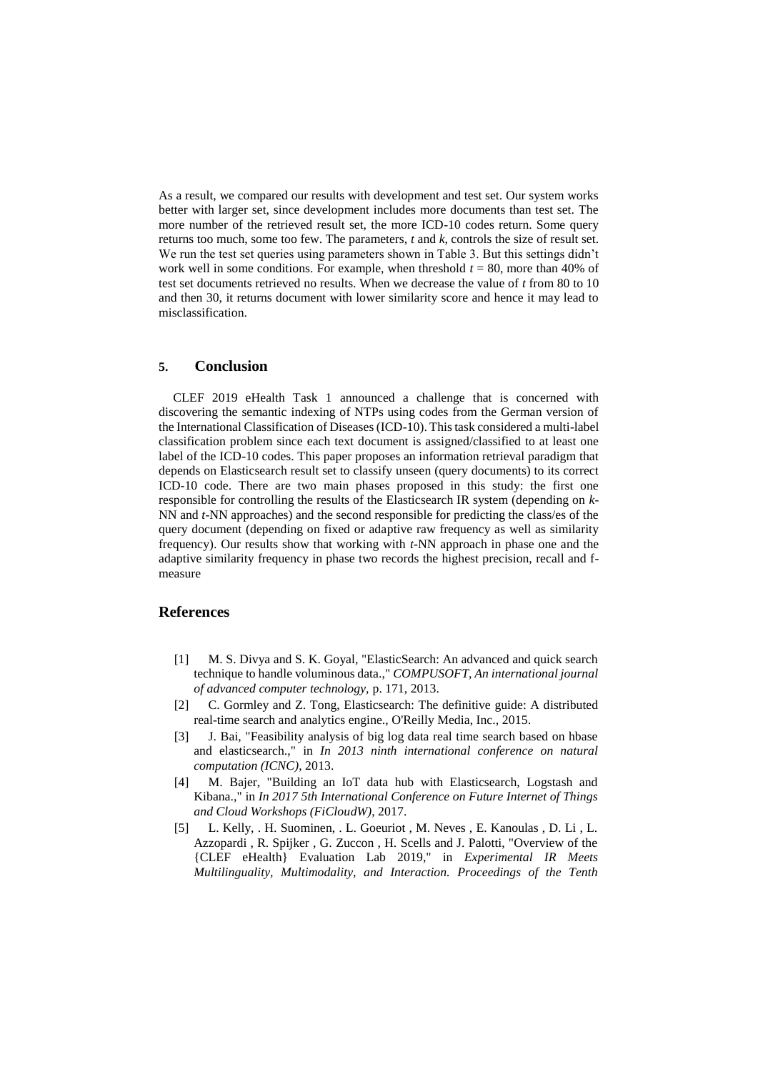As a result, we compared our results with development and test set. Our system works better with larger set, since development includes more documents than test set. The more number of the retrieved result set, the more ICD-10 codes return. Some query returns too much, some too few. The parameters, $t$ and $k$, controls the size of result set. We run the test set queries using parameters shown in Table 3. But this settings didn't work well in some conditions. For example, when threshold $t = 80$, more than 40% of test set documents retrieved no results. When we decrease the value of $t$ from 80 to 10 and then 30, it returns document with lower similarity score and hence it may lead to misclassification.

## 5. Conclusion

CLEF 2019 eHealth Task 1 announced a challenge that is concerned with discovering the semantic indexing of NTPs using codes from the German version of the International Classification of Diseases (ICD-10). This task considered a multi-label classification problem since each text document is assigned/classified to at least one label of the ICD-10 codes. This paper proposes an information retrieval paradigm that depends on Elasticsearch result set to classify unseen (query documents) to its correct ICD-10 code. There are two main phases proposed in this study: the first one responsible for controlling the results of the Elasticsearch IR system (depending on $k$-NN and $t$-NN approaches) and the second responsible for predicting the class/es of the query document (depending on fixed or adaptive raw frequency as well as similarity frequency). Our results show that working with $t$-NN approach in phase one and the adaptive similarity frequency in phase two records the highest precision, recall and f-measure

## References

[1] M. S. Divya and S. K. Goyal, "ElasticSearch: An advanced and quick search technique to handle voluminous data.," *COMPUSOFT, An international journal of advanced computer technology,* p. 171, 2013.

[2] C. Gormley and Z. Tong, Elasticsearch: The definitive guide: A distributed real-time search and analytics engine., O'Reilly Media, Inc., 2015.

[3] J. Bai, "Feasibility analysis of big log data real time search based on hbase and elasticsearch.," in *In 2013 ninth international conference on natural computation (ICNC)*, 2013.

[4] M. Bajer, "Building an IoT data hub with Elasticsearch, Logstash and Kibana.," in *In 2017 5th International Conference on Future Internet of Things and Cloud Workshops (FiCloudW)*, 2017.

[5] L. Kelly, . H. Suominen, . L. Goeuriot , M. Neves , E. Kanoulas , D. Li , L. Azzopardi , R. Spijker , G. Zuccon , H. Scells and J. Palotti, "Overview of the {CLEF eHealth} Evaluation Lab 2019," in *Experimental IR Meets Multilinguality, Multimodality, and Interaction. Proceedings of the Tenth*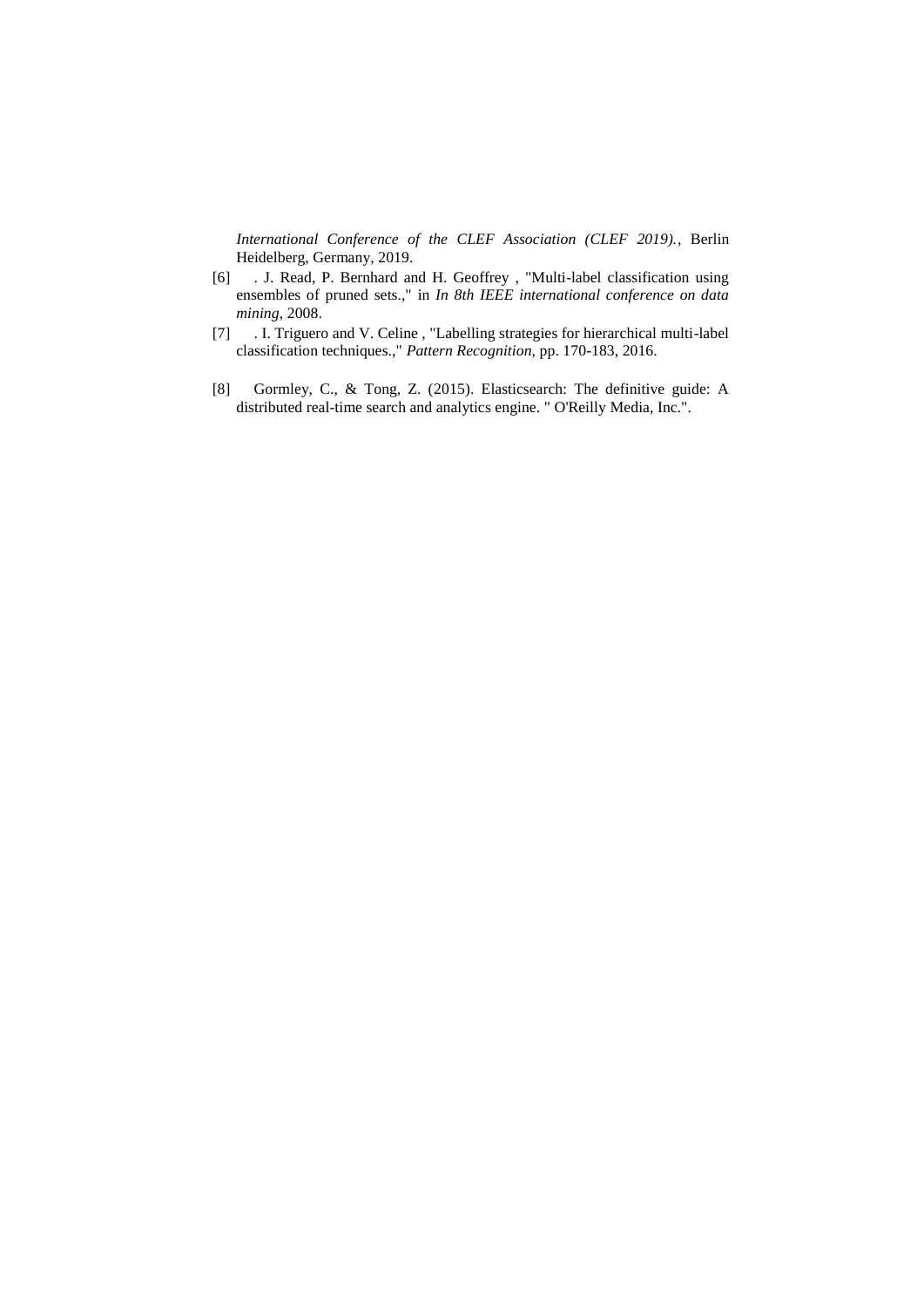*International Conference of the CLEF Association (CLEF 2019).*, Berlin Heidelberg, Germany, 2019.

[6] . J. Read, P. Bernhard and H. Geoffrey , "Multi-label classification using ensembles of pruned sets.," in *In 8th IEEE international conference on data mining*, 2008.

[7] . I. Triguero and V. Celine , "Labelling strategies for hierarchical multi-label classification techniques.," *Pattern Recognition,* pp. 170-183, 2016.

[8] Gormley, C., & Tong, Z. (2015). Elasticsearch: The definitive guide: A distributed real-time search and analytics engine. " O'Reilly Media, Inc.".